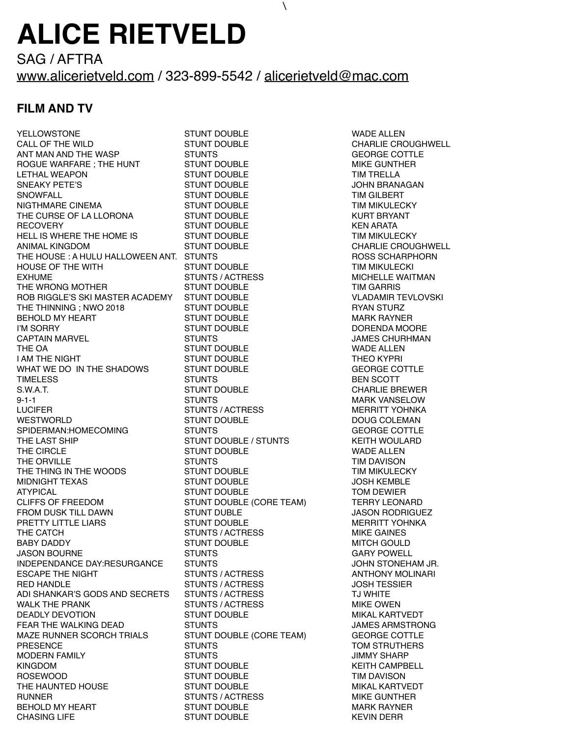\

# ALICE RIETVELD

SAG / AFTRA

www.alicerietveld.com / 323-899-5542 / alicerietveld@mac.com

## FILM AND TV

| | | |
|---|---|---|
| YELLOWSTONE | STUNT DOUBLE | WADE ALLEN |
| CALL OF THE WILD | STUNT DOUBLE | CHARLIE CROUGHWELL |
| ANT MAN AND THE WASP | STUNTS | GEORGE COTTLE |
| ROGUE WARFARE ; THE HUNT | STUNT DOUBLE | MIKE GUNTHER |
| LETHAL WEAPON | STUNT DOUBLE | TIM TRELLA |
| SNEAKY PETE'S | STUNT DOUBLE | JOHN BRANAGAN |
| SNOWFALL | STUNT DOUBLE | TIM GILBERT |
| NIGTHMARE CINEMA | STUNT DOUBLE | TIM MIKULECKY |
| THE CURSE OF LA LLORONA | STUNT DOUBLE | KURT BRYANT |
| RECOVERY | STUNT DOUBLE | KEN ARATA |
| HELL IS WHERE THE HOME IS | STUNT DOUBLE | TIM MIKULECKY |
| ANIMAL KINGDOM | STUNT DOUBLE | CHARLIE CROUGHWELL |
| THE HOUSE : A HULU HALLOWEEN ANT. | STUNTS | ROSS SCHARPHORN |
| HOUSE OF THE WITH | STUNT DOUBLE | TIM MIKULECKI |
| EXHUME | STUNTS / ACTRESS | MICHELLE WAITMAN |
| THE WRONG MOTHER | STUNT DOUBLE | TIM GARRIS |
| ROB RIGGLE'S SKI MASTER ACADEMY | STUNT DOUBLE | VLADAMIR TEVLOVSKI |
| THE THINNING ; NWO 2018 | STUNT DOUBLE | RYAN STURZ |
| BEHOLD MY HEART | STUNT DOUBLE | MARK RAYNER |
| I'M SORRY | STUNT DOUBLE | DORENDA MOORE |
| CAPTAIN MARVEL | STUNTS | JAMES CHURHMAN |
| THE OA | STUNT DOUBLE | WADE ALLEN |
| I AM THE NIGHT | STUNT DOUBLE | THEO KYPRI |
| WHAT WE DO IN THE SHADOWS | STUNT DOUBLE | GEORGE COTTLE |
| TIMELESS | STUNTS | BEN SCOTT |
| S.W.A.T. | STUNT DOUBLE | CHARLIE BREWER |
| 9-1-1 | STUNTS | MARK VANSELOW |
| LUCIFER | STUNTS / ACTRESS | MERRITT YOHNKA |
| WESTWORLD | STUNT DOUBLE | DOUG COLEMAN |
| SPIDERMAN:HOMECOMING | STUNTS | GEORGE COTTLE |
| THE LAST SHIP | STUNT DOUBLE / STUNTS | KEITH WOULARD |
| THE CIRCLE | STUNT DOUBLE | WADE ALLEN |
| THE ORVILLE | STUNTS | TIM DAVISON |
| THE THING IN THE WOODS | STUNT DOUBLE | TIM MIKULECKY |
| MIDNIGHT TEXAS | STUNT DOUBLE | JOSH KEMBLE |
| ATYPICAL | STUNT DOUBLE | TOM DEWIER |
| CLIFFS OF FREEDOM | STUNT DOUBLE (CORE TEAM) | TERRY LEONARD |
| FROM DUSK TILL DAWN | STUNT DUBLE | JASON RODRIGUEZ |
| PRETTY LITTLE LIARS | STUNT DOUBLE | MERRITT YOHNKA |
| THE CATCH | STUNTS / ACTRESS | MIKE GAINES |
| BABY DADDY | STUNT DOUBLE | MITCH GOULD |
| JASON BOURNE | STUNTS | GARY POWELL |
| INDEPENDANCE DAY:RESURGANCE | STUNTS | JOHN STONEHAM JR. |
| ESCAPE THE NIGHT | STUNTS / ACTRESS | ANTHONY MOLINARI |
| RED HANDLE | STUNTS / ACTRESS | JOSH TESSIER |
| ADI SHANKAR'S GODS AND SECRETS | STUNTS / ACTRESS | TJ WHITE |
| WALK THE PRANK | STUNTS / ACTRESS | MIKE OWEN |
| DEADLY DEVOTION | STUNT DOUBLE | MIKAL KARTVEDT |
| FEAR THE WALKING DEAD | STUNTS | JAMES ARMSTRONG |
| MAZE RUNNER SCORCH TRIALS | STUNT DOUBLE (CORE TEAM) | GEORGE COTTLE |
| PRESENCE | STUNTS | TOM STRUTHERS |
| MODERN FAMILY | STUNTS | JIMMY SHARP |
| KINGDOM | STUNT DOUBLE | KEITH CAMPBELL |
| ROSEWOOD | STUNT DOUBLE | TIM DAVISON |
| THE HAUNTED HOUSE | STUNT DOUBLE | MIKAL KARTVEDT |
| RUNNER | STUNTS / ACTRESS | MIKE GUNTHER |
| BEHOLD MY HEART | STUNT DOUBLE | MARK RAYNER |
| CHASING LIFE | STUNT DOUBLE | KEVIN DERR |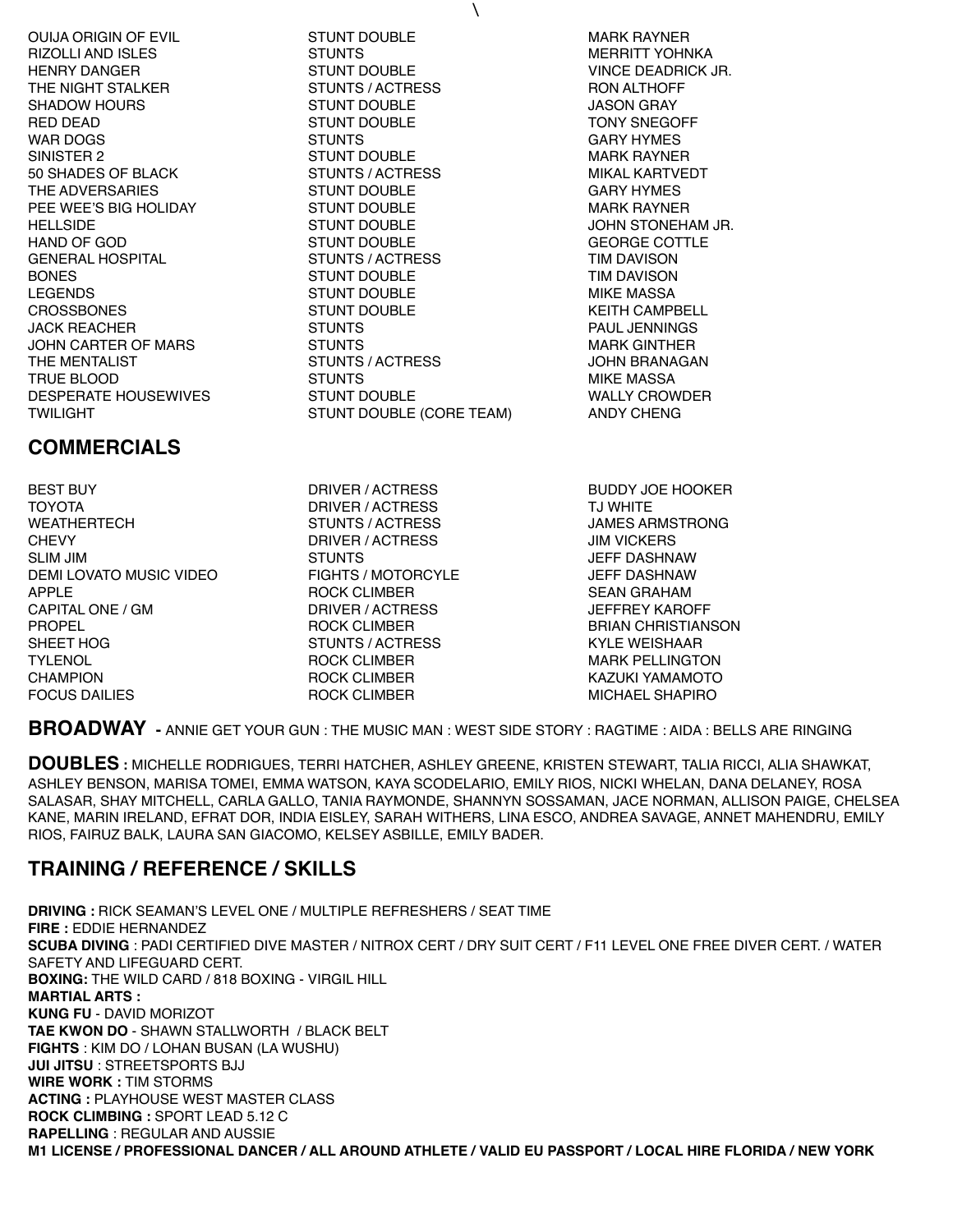| | | |
|---|---|---|
| OUIJA ORIGIN OF EVIL | STUNT DOUBLE | MARK RAYNER |
| RIZOLLI AND ISLES | STUNTS | MERRITT YOHNKA |
| HENRY DANGER | STUNT DOUBLE | VINCE DEADRICK JR. |
| THE NIGHT STALKER | STUNTS / ACTRESS | RON ALTHOFF |
| SHADOW HOURS | STUNT DOUBLE | JASON GRAY |
| RED DEAD | STUNT DOUBLE | TONY SNEGOFF |
| WAR DOGS | STUNTS | GARY HYMES |
| SINISTER 2 | STUNT DOUBLE | MARK RAYNER |
| 50 SHADES OF BLACK | STUNTS / ACTRESS | MIKAL KARTVEDT |
| THE ADVERSARIES | STUNT DOUBLE | GARY HYMES |
| PEE WEE'S BIG HOLIDAY | STUNT DOUBLE | MARK RAYNER |
| HELLSIDE | STUNT DOUBLE | JOHN STONEHAM JR. |
| HAND OF GOD | STUNT DOUBLE | GEORGE COTTLE |
| GENERAL HOSPITAL | STUNTS / ACTRESS | TIM DAVISON |
| BONES | STUNT DOUBLE | TIM DAVISON |
| LEGENDS | STUNT DOUBLE | MIKE MASSA |
| CROSSBONES | STUNT DOUBLE | KEITH CAMPBELL |
| JACK REACHER | STUNTS | PAUL JENNINGS |
| JOHN CARTER OF MARS | STUNTS | MARK GINTHER |
| THE MENTALIST | STUNTS / ACTRESS | JOHN BRANAGAN |
| TRUE BLOOD | STUNTS | MIKE MASSA |
| DESPERATE HOUSEWIVES | STUNT DOUBLE | WALLY CROWDER |
| TWILIGHT | STUNT DOUBLE (CORE TEAM) | ANDY CHENG |

## COMMERCIALS

| | | |
|---|---|---|
| BEST BUY | DRIVER / ACTRESS | BUDDY JOE HOOKER |
| TOYOTA | DRIVER / ACTRESS | TJ WHITE |
| WEATHERTECH | STUNTS / ACTRESS | JAMES ARMSTRONG |
| CHEVY | DRIVER / ACTRESS | JIM VICKERS |
| SLIM JIM | STUNTS | JEFF DASHNAW |
| DEMI LOVATO MUSIC VIDEO | FIGHTS / MOTORCYLE | JEFF DASHNAW |
| APPLE | ROCK CLIMBER | SEAN GRAHAM |
| CAPITAL ONE / GM | DRIVER / ACTRESS | JEFFREY KAROFF |
| PROPEL | ROCK CLIMBER | BRIAN CHRISTIANSON |
| SHEET HOG | STUNTS / ACTRESS | KYLE WEISHAAR |
| TYLENOL | ROCK CLIMBER | MARK PELLINGTON |
| CHAMPION | ROCK CLIMBER | KAZUKI YAMAMOTO |
| FOCUS DAILIES | ROCK CLIMBER | MICHAEL SHAPIRO |

**BROADWAY -** ANNIE GET YOUR GUN : THE MUSIC MAN : WEST SIDE STORY : RAGTIME : AIDA : BELLS ARE RINGING

**DOUBLES :** MICHELLE RODRIGUES, TERRI HATCHER, ASHLEY GREENE, KRISTEN STEWART, TALIA RICCI, ALIA SHAWKAT, ASHLEY BENSON, MARISA TOMEI, EMMA WATSON, KAYA SCODELARIO, EMILY RIOS, NICKI WHELAN, DANA DELANEY, ROSA SALASAR, SHAY MITCHELL, CARLA GALLO, TANIA RAYMONDE, SHANNYN SOSSAMAN, JACE NORMAN, ALLISON PAIGE, CHELSEA KANE, MARIN IRELAND, EFRAT DOR, INDIA EISLEY, SARAH WITHERS, LINA ESCO, ANDREA SAVAGE, ANNET MAHENDRU, EMILY RIOS, FAIRUZ BALK, LAURA SAN GIACOMO, KELSEY ASBILLE, EMILY BADER.

## TRAINING / REFERENCE / SKILLS

**DRIVING :** RICK SEAMAN'S LEVEL ONE / MULTIPLE REFRESHERS / SEAT TIME
**FIRE :** EDDIE HERNANDEZ
**SCUBA DIVING** : PADI CERTIFIED DIVE MASTER / NITROX CERT / DRY SUIT CERT / F11 LEVEL ONE FREE DIVER CERT. / WATER SAFETY AND LIFEGUARD CERT.
**BOXING:** THE WILD CARD / 818 BOXING - VIRGIL HILL
**MARTIAL ARTS :**
**KUNG FU** - DAVID MORIZOT
**TAE KWON DO** - SHAWN STALLWORTH / BLACK BELT
**FIGHTS** : KIM DO / LOHAN BUSAN (LA WUSHU)
**JUI JITSU** : STREETSPORTS BJJ
**WIRE WORK :** TIM STORMS
**ACTING :** PLAYHOUSE WEST MASTER CLASS
**ROCK CLIMBING :** SPORT LEAD 5.12 C
**RAPELLING** : REGULAR AND AUSSIE
**M1 LICENSE / PROFESSIONAL DANCER / ALL AROUND ATHLETE / VALID EU PASSPORT / LOCAL HIRE FLORIDA / NEW YORK**